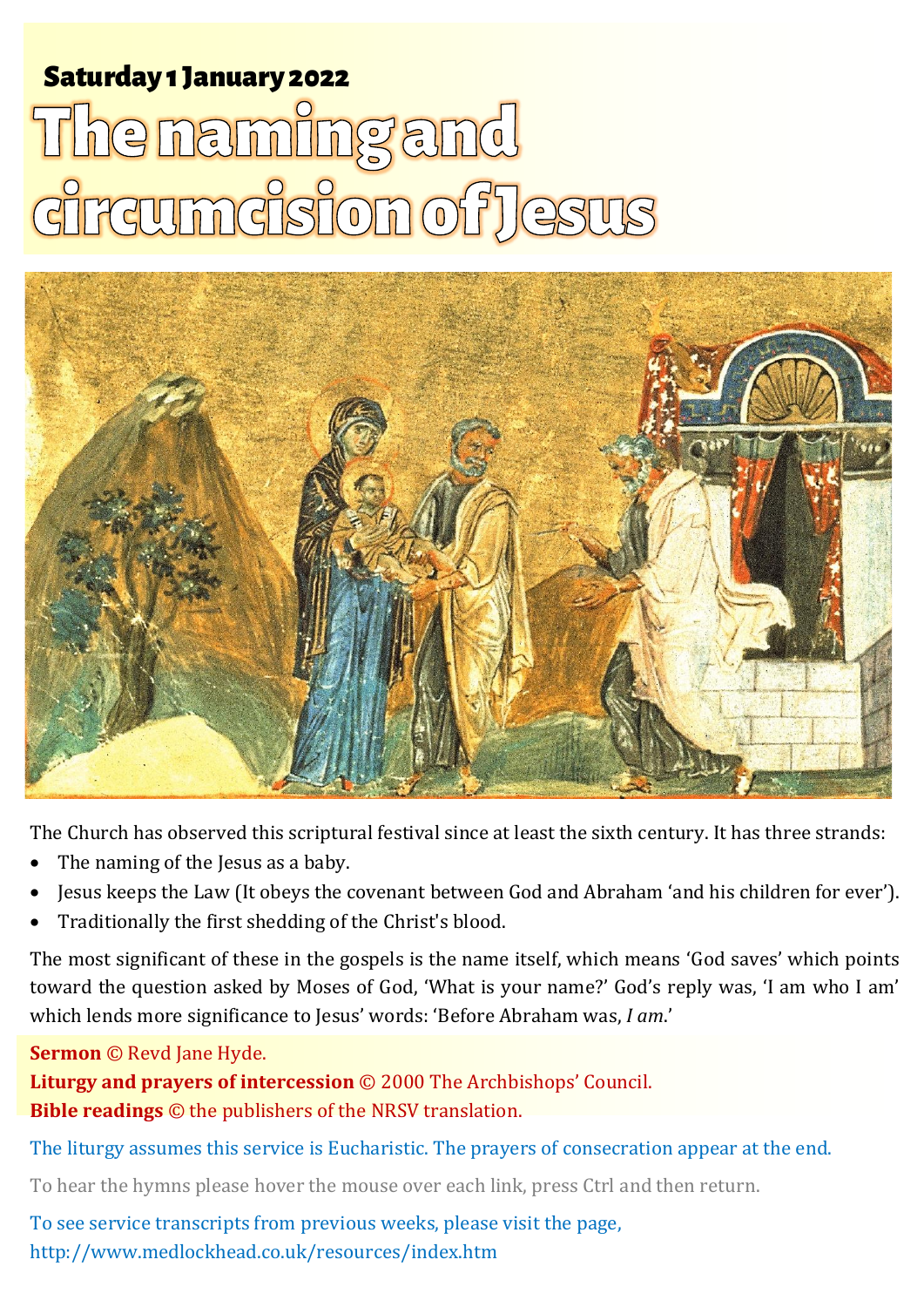**Saturday 1 January 2022**

# The naming and circumcision of Jesus

The Church has observed this scriptural festival since at least the sixth century. It has three strands:

- The naming of the Jesus as a baby.
- Jesus keeps the Law (It obeys the covenant between God and Abraham 'and his children for ever').
- Traditionally the first shedding of the Christ's blood.

The most significant of these in the gospels is the name itself, which means 'God saves' which points toward the question asked by Moses of God, 'What is your name?' God's reply was, 'I am who I am' which lends more significance to Jesus' words: 'Before Abraham was, *I am*.'

**Sermon** © Revd Jane Hyde.
**Liturgy and prayers of intercession** © 2000 The Archbishops' Council.
**Bible readings** © the publishers of the NRSV translation.

The liturgy assumes this service is Eucharistic. The prayers of consecration appear at the end.

To hear the hymns please hover the mouse over each link, press Ctrl and then return.

To see service transcripts from previous weeks, please visit the page,
http://www.medlockhead.co.uk/resources/index.htm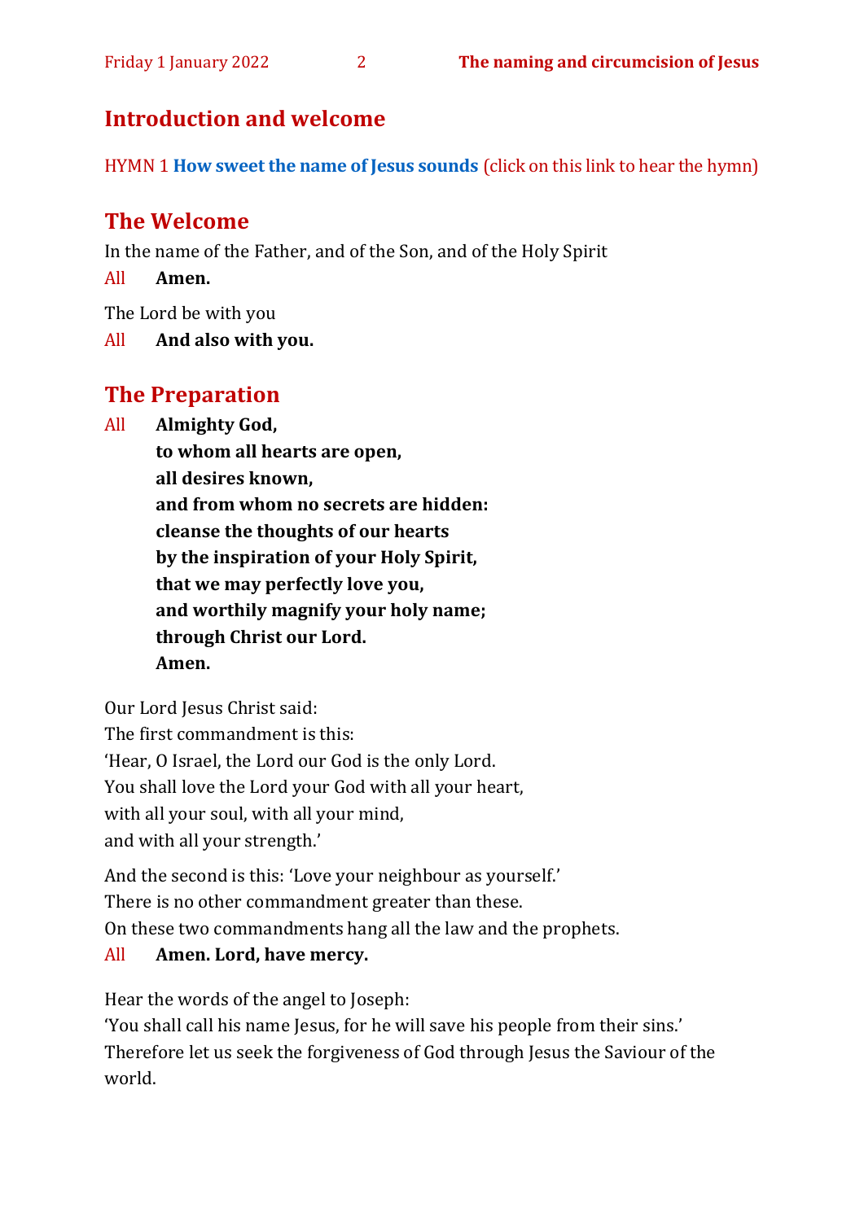## Introduction and welcome

HYMN 1 **How sweet the name of Jesus sounds** (click on this link to hear the hymn)

## The Welcome

In the name of the Father, and of the Son, and of the Holy Spirit

All **Amen.**

The Lord be with you

All **And also with you.**

## The Preparation

All **Almighty God,**
**to whom all hearts are open,**
**all desires known,**
**and from whom no secrets are hidden:**
**cleanse the thoughts of our hearts**
**by the inspiration of your Holy Spirit,**
**that we may perfectly love you,**
**and worthily magnify your holy name;**
**through Christ our Lord.**
**Amen.**

Our Lord Jesus Christ said:
The first commandment is this:
'Hear, O Israel, the Lord our God is the only Lord.
You shall love the Lord your God with all your heart,
with all your soul, with all your mind,
and with all your strength.'

And the second is this: 'Love your neighbour as yourself.'
There is no other commandment greater than these.
On these two commandments hang all the law and the prophets.

All **Amen. Lord, have mercy.**

Hear the words of the angel to Joseph:
'You shall call his name Jesus, for he will save his people from their sins.'
Therefore let us seek the forgiveness of God through Jesus the Saviour of the world.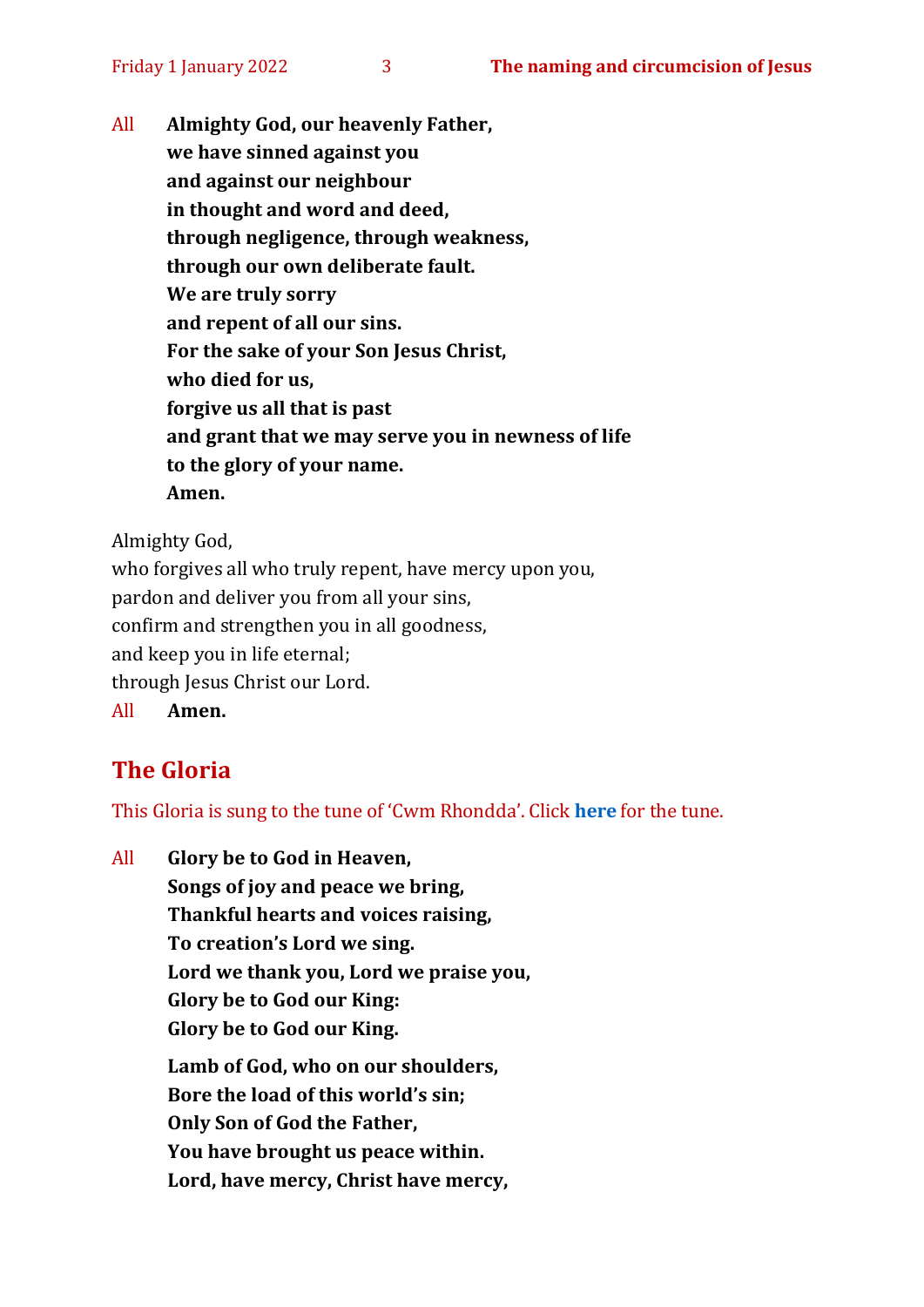All **Almighty God, our heavenly Father,**
**we have sinned against you**
**and against our neighbour**
**in thought and word and deed,**
**through negligence, through weakness,**
**through our own deliberate fault.**
**We are truly sorry**
**and repent of all our sins.**
**For the sake of your Son Jesus Christ,**
**who died for us,**
**forgive us all that is past**
**and grant that we may serve you in newness of life**
**to the glory of your name.**
**Amen.**

Almighty God,
who forgives all who truly repent, have mercy upon you,
pardon and deliver you from all your sins,
confirm and strengthen you in all goodness,
and keep you in life eternal;
through Jesus Christ our Lord.
All **Amen.**

## The Gloria

This Gloria is sung to the tune of 'Cwm Rhondda'. Click **here** for the tune.

All **Glory be to God in Heaven,**
**Songs of joy and peace we bring,**
**Thankful hearts and voices raising,**
**To creation's Lord we sing.**
**Lord we thank you, Lord we praise you,**
**Glory be to God our King:**
**Glory be to God our King.**

**Lamb of God, who on our shoulders,**
**Bore the load of this world's sin;**
**Only Son of God the Father,**
**You have brought us peace within.**
**Lord, have mercy, Christ have mercy,**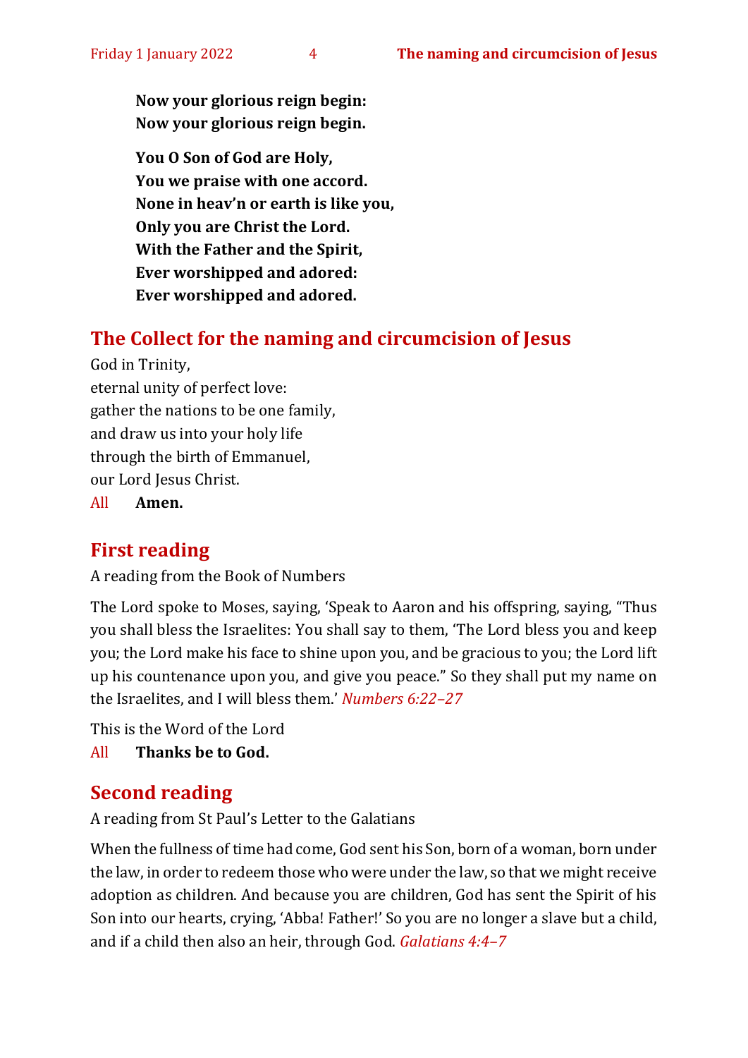**Now your glorious reign begin:**
**Now your glorious reign begin.**

**You O Son of God are Holy,**
**You we praise with one accord.**
**None in heav'n or earth is like you,**
**Only you are Christ the Lord.**
**With the Father and the Spirit,**
**Ever worshipped and adored:**
**Ever worshipped and adored.**

## The Collect for the naming and circumcision of Jesus

God in Trinity,
eternal unity of perfect love:
gather the nations to be one family,
and draw us into your holy life
through the birth of Emmanuel,
our Lord Jesus Christ.
All **Amen.**

## First reading

A reading from the Book of Numbers

The Lord spoke to Moses, saying, 'Speak to Aaron and his offspring, saying, "Thus you shall bless the Israelites: You shall say to them, 'The Lord bless you and keep you; the Lord make his face to shine upon you, and be gracious to you; the Lord lift up his countenance upon you, and give you peace." So they shall put my name on the Israelites, and I will bless them.' *Numbers 6:22–27*

This is the Word of the Lord
All **Thanks be to God.**

## Second reading

A reading from St Paul's Letter to the Galatians

When the fullness of time had come, God sent his Son, born of a woman, born under the law, in order to redeem those who were under the law, so that we might receive adoption as children. And because you are children, God has sent the Spirit of his Son into our hearts, crying, 'Abba! Father!' So you are no longer a slave but a child, and if a child then also an heir, through God. *Galatians 4:4–7*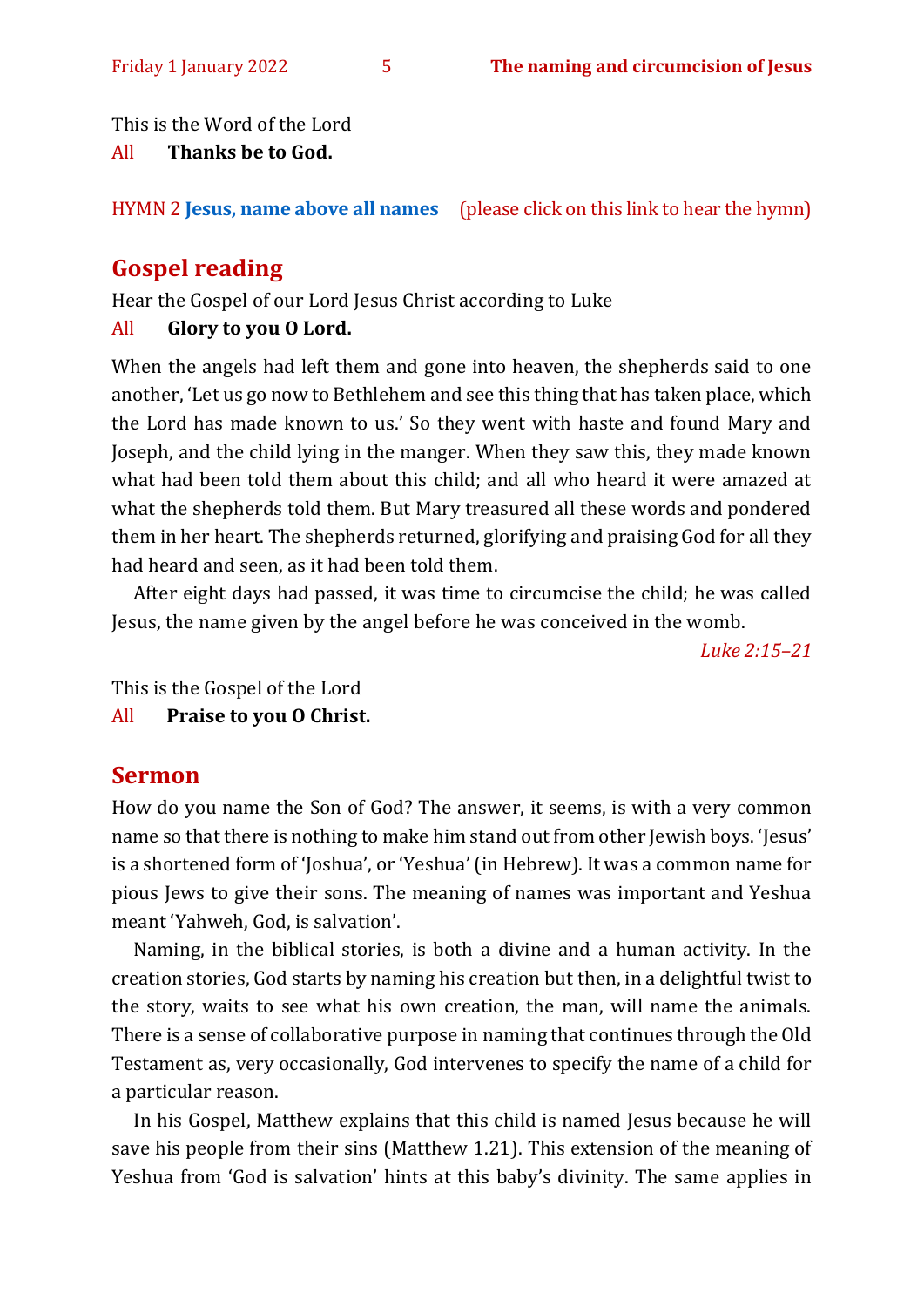This is the Word of the Lord

All **Thanks be to God.**

HYMN 2 **Jesus, name above all names** (please click on this link to hear the hymn)

## Gospel reading

Hear the Gospel of our Lord Jesus Christ according to Luke

All **Glory to you O Lord.**

When the angels had left them and gone into heaven, the shepherds said to one another, 'Let us go now to Bethlehem and see this thing that has taken place, which the Lord has made known to us.' So they went with haste and found Mary and Joseph, and the child lying in the manger. When they saw this, they made known what had been told them about this child; and all who heard it were amazed at what the shepherds told them. But Mary treasured all these words and pondered them in her heart. The shepherds returned, glorifying and praising God for all they had heard and seen, as it had been told them.

After eight days had passed, it was time to circumcise the child; he was called Jesus, the name given by the angel before he was conceived in the womb.

*Luke 2:15–21*

This is the Gospel of the Lord

All **Praise to you O Christ.**

## Sermon

How do you name the Son of God? The answer, it seems, is with a very common name so that there is nothing to make him stand out from other Jewish boys. 'Jesus' is a shortened form of 'Joshua', or 'Yeshua' (in Hebrew). It was a common name for pious Jews to give their sons. The meaning of names was important and Yeshua meant 'Yahweh, God, is salvation'.

Naming, in the biblical stories, is both a divine and a human activity. In the creation stories, God starts by naming his creation but then, in a delightful twist to the story, waits to see what his own creation, the man, will name the animals. There is a sense of collaborative purpose in naming that continues through the Old Testament as, very occasionally, God intervenes to specify the name of a child for a particular reason.

In his Gospel, Matthew explains that this child is named Jesus because he will save his people from their sins (Matthew 1.21). This extension of the meaning of Yeshua from 'God is salvation' hints at this baby's divinity. The same applies in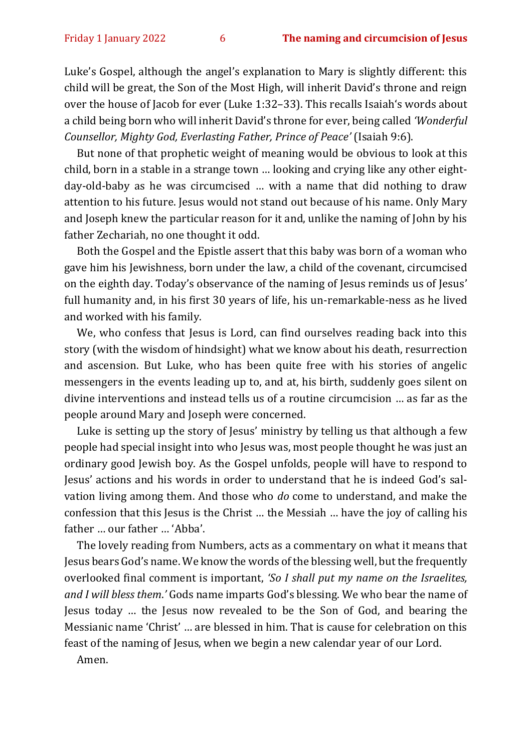Luke's Gospel, although the angel's explanation to Mary is slightly different: this child will be great, the Son of the Most High, will inherit David's throne and reign over the house of Jacob for ever (Luke 1:32–33). This recalls Isaiah's words about a child being born who will inherit David's throne for ever, being called *'Wonderful Counsellor, Mighty God, Everlasting Father, Prince of Peace'* (Isaiah 9:6).

But none of that prophetic weight of meaning would be obvious to look at this child, born in a stable in a strange town … looking and crying like any other eight-day-old-baby as he was circumcised … with a name that did nothing to draw attention to his future. Jesus would not stand out because of his name. Only Mary and Joseph knew the particular reason for it and, unlike the naming of John by his father Zechariah, no one thought it odd.

Both the Gospel and the Epistle assert that this baby was born of a woman who gave him his Jewishness, born under the law, a child of the covenant, circumcised on the eighth day. Today's observance of the naming of Jesus reminds us of Jesus' full humanity and, in his first 30 years of life, his un-remarkable-ness as he lived and worked with his family.

We, who confess that Jesus is Lord, can find ourselves reading back into this story (with the wisdom of hindsight) what we know about his death, resurrection and ascension. But Luke, who has been quite free with his stories of angelic messengers in the events leading up to, and at, his birth, suddenly goes silent on divine interventions and instead tells us of a routine circumcision … as far as the people around Mary and Joseph were concerned.

Luke is setting up the story of Jesus' ministry by telling us that although a few people had special insight into who Jesus was, most people thought he was just an ordinary good Jewish boy. As the Gospel unfolds, people will have to respond to Jesus' actions and his words in order to understand that he is indeed God's salvation living among them. And those who *do* come to understand, and make the confession that this Jesus is the Christ … the Messiah … have the joy of calling his father … our father … 'Abba'.

The lovely reading from Numbers, acts as a commentary on what it means that Jesus bears God's name. We know the words of the blessing well, but the frequently overlooked final comment is important, *'So I shall put my name on the Israelites, and I will bless them.'* Gods name imparts God's blessing. We who bear the name of Jesus today … the Jesus now revealed to be the Son of God, and bearing the Messianic name 'Christ' … are blessed in him. That is cause for celebration on this feast of the naming of Jesus, when we begin a new calendar year of our Lord.

Amen.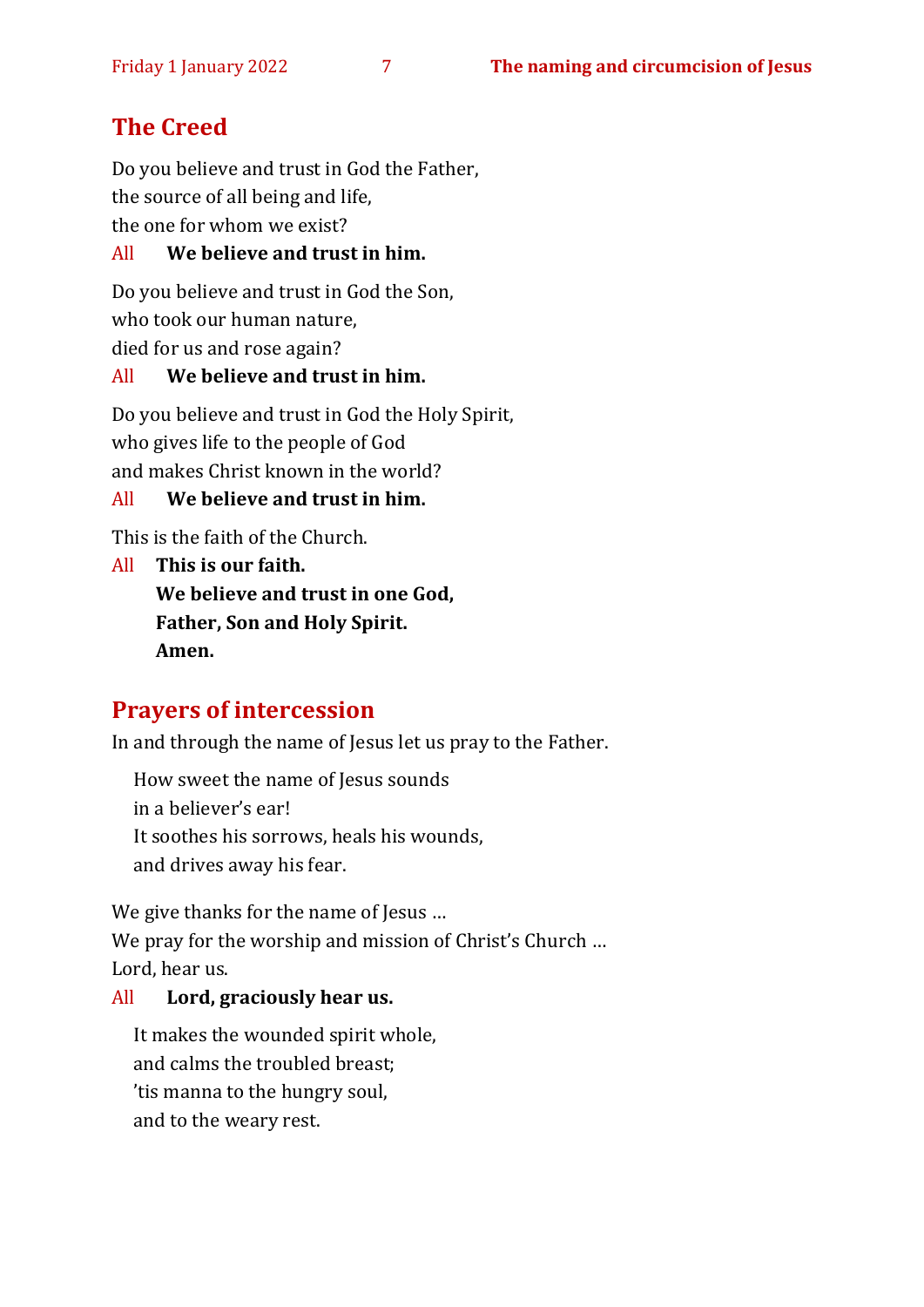## The Creed

Do you believe and trust in God the Father,
the source of all being and life,
the one for whom we exist?

All **We believe and trust in him.**

Do you believe and trust in God the Son,
who took our human nature,
died for us and rose again?

All **We believe and trust in him.**

Do you believe and trust in God the Holy Spirit,
who gives life to the people of God
and makes Christ known in the world?

All **We believe and trust in him.**

This is the faith of the Church.

All **This is our faith.**
**We believe and trust in one God,**
**Father, Son and Holy Spirit.**
**Amen.**

## Prayers of intercession

In and through the name of Jesus let us pray to the Father.

How sweet the name of Jesus sounds
in a believer's ear!
It soothes his sorrows, heals his wounds,
and drives away his fear.

We give thanks for the name of Jesus …
We pray for the worship and mission of Christ's Church …
Lord, hear us.

All **Lord, graciously hear us.**

It makes the wounded spirit whole,
and calms the troubled breast;
'tis manna to the hungry soul,
and to the weary rest.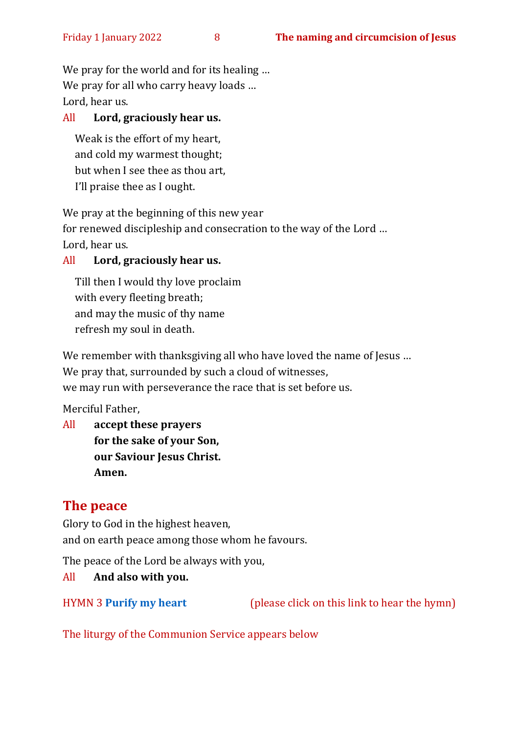We pray for the world and for its healing …
We pray for all who carry heavy loads …
Lord, hear us.

All **Lord, graciously hear us.**

> Weak is the effort of my heart,
> and cold my warmest thought;
> but when I see thee as thou art,
> I'll praise thee as I ought.

We pray at the beginning of this new year
for renewed discipleship and consecration to the way of the Lord …
Lord, hear us.

All **Lord, graciously hear us.**

> Till then I would thy love proclaim
> with every fleeting breath;
> and may the music of thy name
> refresh my soul in death.

We remember with thanksgiving all who have loved the name of Jesus …
We pray that, surrounded by such a cloud of witnesses,
we may run with perseverance the race that is set before us.

Merciful Father,

All **accept these prayers**
**for the sake of your Son,**
**our Saviour Jesus Christ.**
**Amen.**

## The peace

Glory to God in the highest heaven,
and on earth peace among those whom he favours.

The peace of the Lord be always with you,

All **And also with you.**

HYMN 3 **Purify my heart** (please click on this link to hear the hymn)

The liturgy of the Communion Service appears below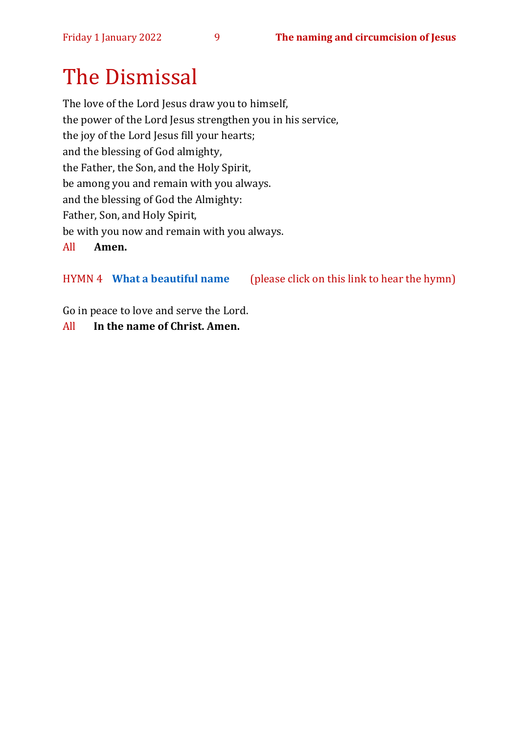# The Dismissal

The love of the Lord Jesus draw you to himself,
the power of the Lord Jesus strengthen you in his service,
the joy of the Lord Jesus fill your hearts;
and the blessing of God almighty,
the Father, the Son, and the Holy Spirit,
be among you and remain with you always.
and the blessing of God the Almighty:
Father, Son, and Holy Spirit,
be with you now and remain with you always.

All **Amen.**

HYMN 4 **What a beautiful name** (please click on this link to hear the hymn)

Go in peace to love and serve the Lord.

All **In the name of Christ. Amen.**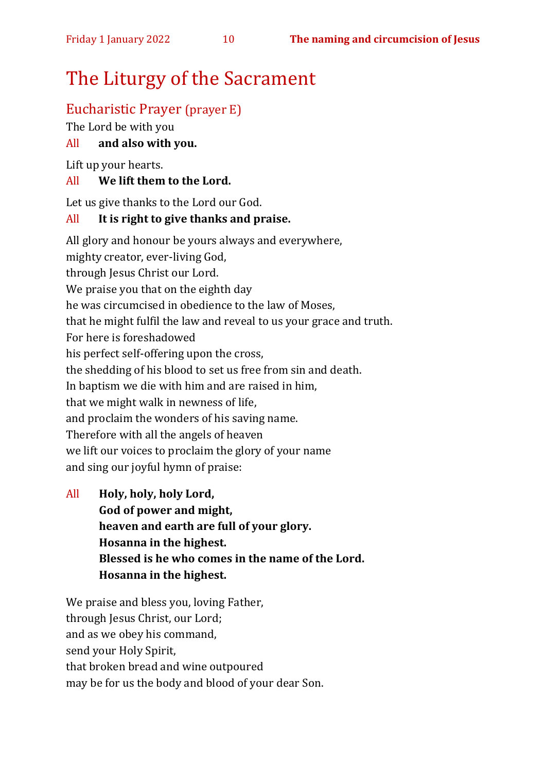# The Liturgy of the Sacrament

## Eucharistic Prayer (prayer E)

The Lord be with you

All **and also with you.**

Lift up your hearts.

All **We lift them to the Lord.**

Let us give thanks to the Lord our God.

All **It is right to give thanks and praise.**

All glory and honour be yours always and everywhere,
mighty creator, ever-living God,
through Jesus Christ our Lord.
We praise you that on the eighth day
he was circumcised in obedience to the law of Moses,
that he might fulfil the law and reveal to us your grace and truth.
For here is foreshadowed
his perfect self-offering upon the cross,
the shedding of his blood to set us free from sin and death.
In baptism we die with him and are raised in him,
that we might walk in newness of life,
and proclaim the wonders of his saving name.
Therefore with all the angels of heaven
we lift our voices to proclaim the glory of your name
and sing our joyful hymn of praise:

All **Holy, holy, holy Lord,**
**God of power and might,**
**heaven and earth are full of your glory.**
**Hosanna in the highest.**
**Blessed is he who comes in the name of the Lord.**
**Hosanna in the highest.**

We praise and bless you, loving Father,
through Jesus Christ, our Lord;
and as we obey his command,
send your Holy Spirit,
that broken bread and wine outpoured
may be for us the body and blood of your dear Son.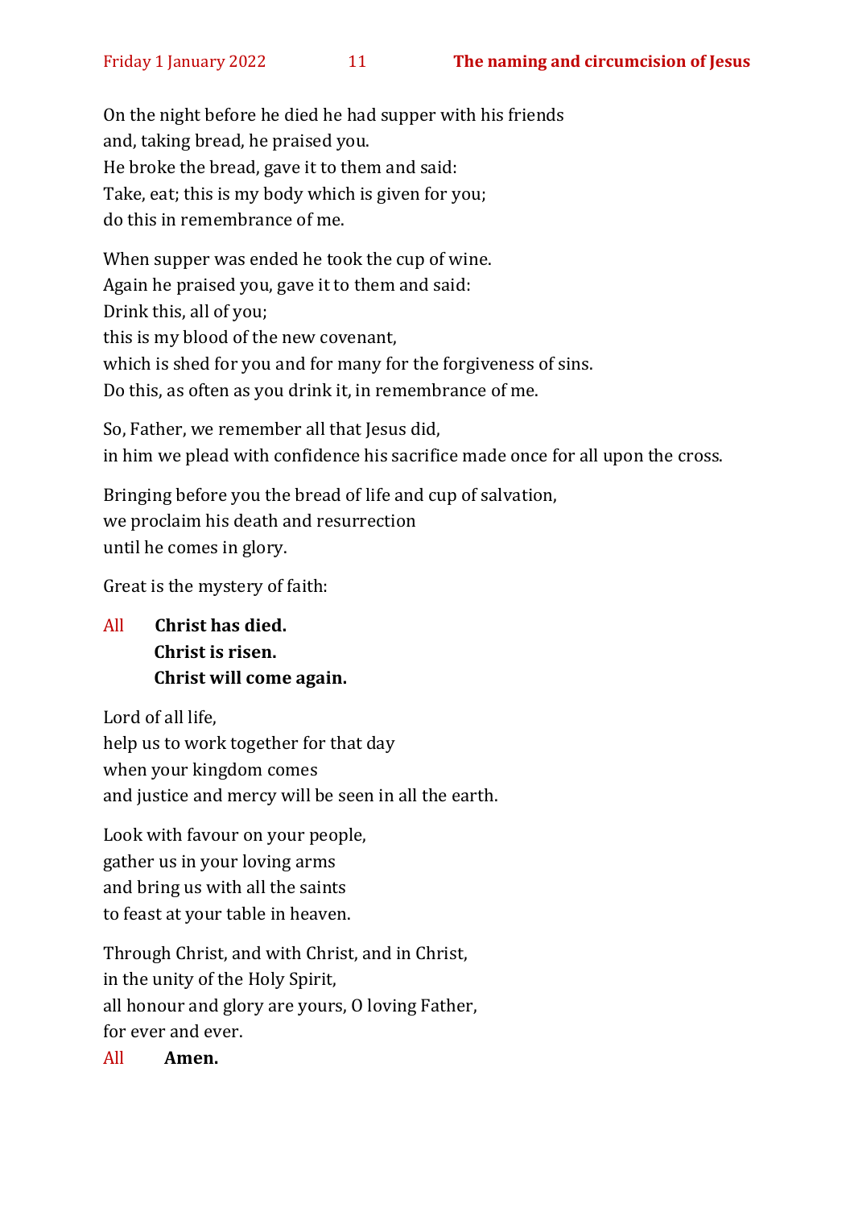On the night before he died he had supper with his friends
and, taking bread, he praised you.
He broke the bread, gave it to them and said:
Take, eat; this is my body which is given for you;
do this in remembrance of me.

When supper was ended he took the cup of wine.
Again he praised you, gave it to them and said:
Drink this, all of you;
this is my blood of the new covenant,
which is shed for you and for many for the forgiveness of sins.
Do this, as often as you drink it, in remembrance of me.

So, Father, we remember all that Jesus did,
in him we plead with confidence his sacrifice made once for all upon the cross.

Bringing before you the bread of life and cup of salvation,
we proclaim his death and resurrection
until he comes in glory.

Great is the mystery of faith:

All **Christ has died.**
**Christ is risen.**
**Christ will come again.**

Lord of all life,
help us to work together for that day
when your kingdom comes
and justice and mercy will be seen in all the earth.

Look with favour on your people,
gather us in your loving arms
and bring us with all the saints
to feast at your table in heaven.

Through Christ, and with Christ, and in Christ,
in the unity of the Holy Spirit,
all honour and glory are yours, O loving Father,
for ever and ever.

All **Amen.**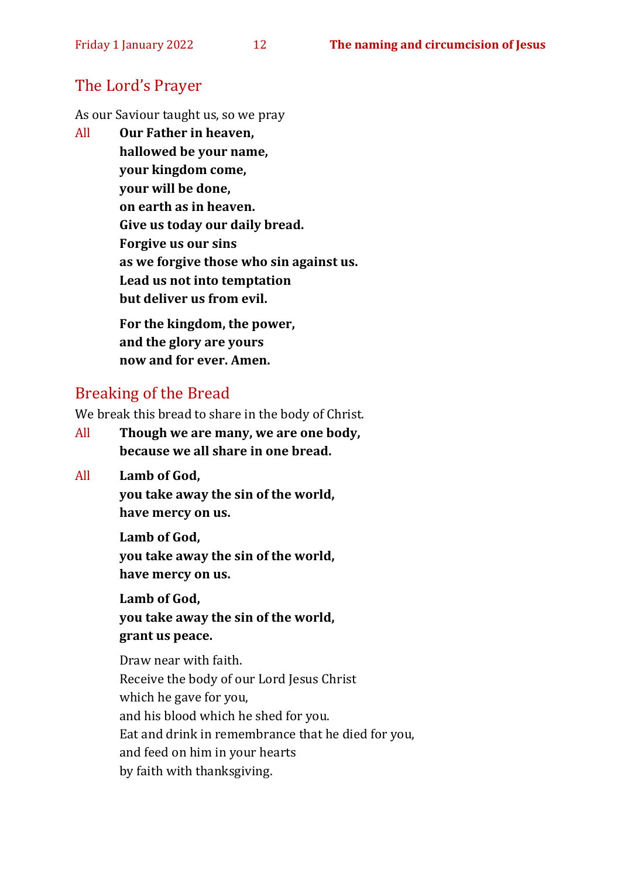## The Lord's Prayer

As our Saviour taught us, so we pray

All **Our Father in heaven,**
**hallowed be your name,**
**your kingdom come,**
**your will be done,**
**on earth as in heaven.**
**Give us today our daily bread.**
**Forgive us our sins**
**as we forgive those who sin against us.**
**Lead us not into temptation**
**but deliver us from evil.**

**For the kingdom, the power,**
**and the glory are yours**
**now and for ever. Amen.**

## Breaking of the Bread

We break this bread to share in the body of Christ.

All **Though we are many, we are one body,**
**because we all share in one bread.**

All **Lamb of God,**
**you take away the sin of the world,**
**have mercy on us.**

**Lamb of God,**
**you take away the sin of the world,**
**have mercy on us.**

**Lamb of God,**
**you take away the sin of the world,**
**grant us peace.**

Draw near with faith.
Receive the body of our Lord Jesus Christ
which he gave for you,
and his blood which he shed for you.
Eat and drink in remembrance that he died for you,
and feed on him in your hearts
by faith with thanksgiving.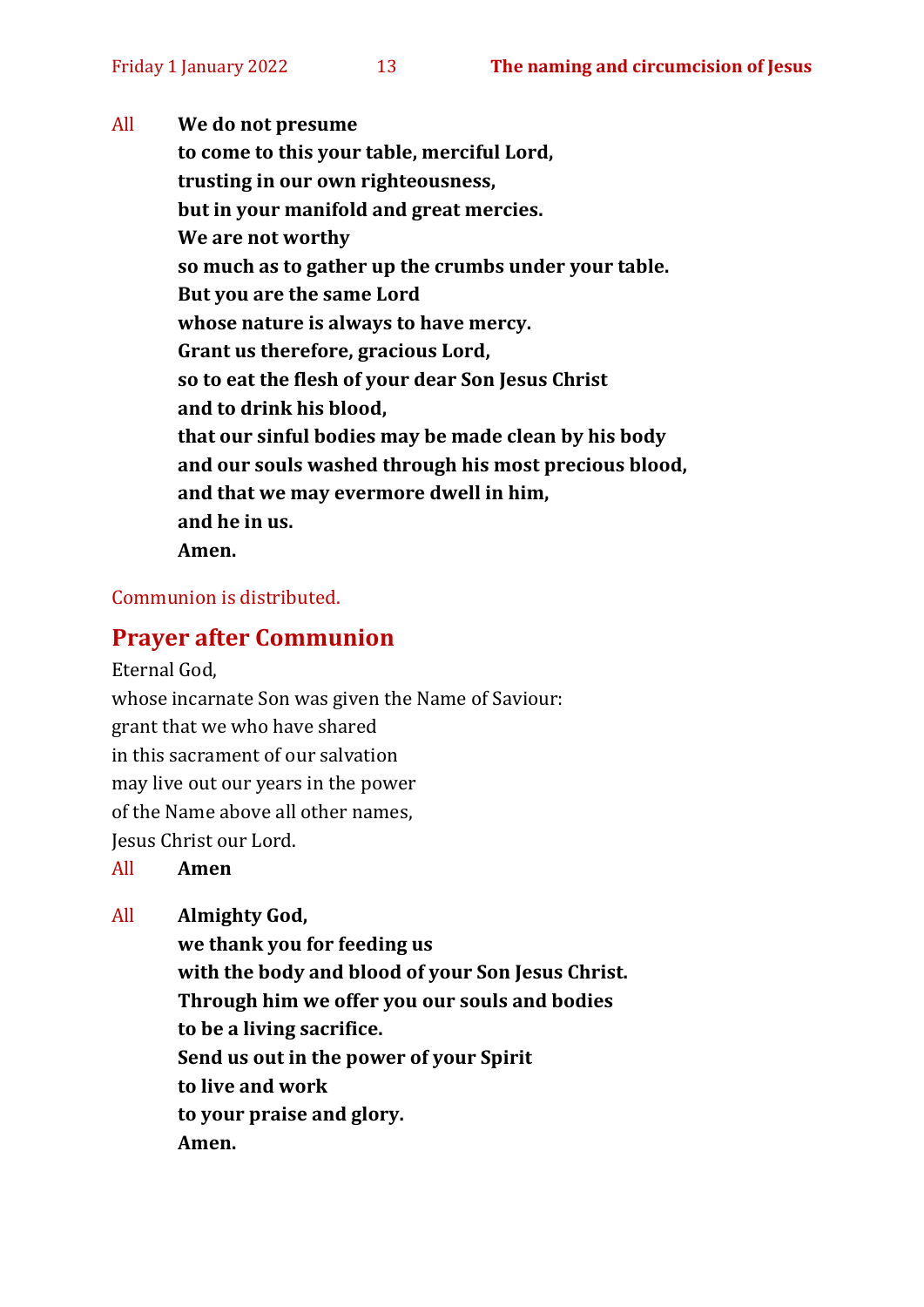All **We do not presume**
**to come to this your table, merciful Lord,**
**trusting in our own righteousness,**
**but in your manifold and great mercies.**
**We are not worthy**
**so much as to gather up the crumbs under your table.**
**But you are the same Lord**
**whose nature is always to have mercy.**
**Grant us therefore, gracious Lord,**
**so to eat the flesh of your dear Son Jesus Christ**
**and to drink his blood,**
**that our sinful bodies may be made clean by his body**
**and our souls washed through his most precious blood,**
**and that we may evermore dwell in him,**
**and he in us.**
**Amen.**

Communion is distributed.

## Prayer after Communion

Eternal God,
whose incarnate Son was given the Name of Saviour:
grant that we who have shared
in this sacrament of our salvation
may live out our years in the power
of the Name above all other names,
Jesus Christ our Lord.

All **Amen**

All **Almighty God,**
**we thank you for feeding us**
**with the body and blood of your Son Jesus Christ.**
**Through him we offer you our souls and bodies**
**to be a living sacrifice.**
**Send us out in the power of your Spirit**
**to live and work**
**to your praise and glory.**
**Amen.**